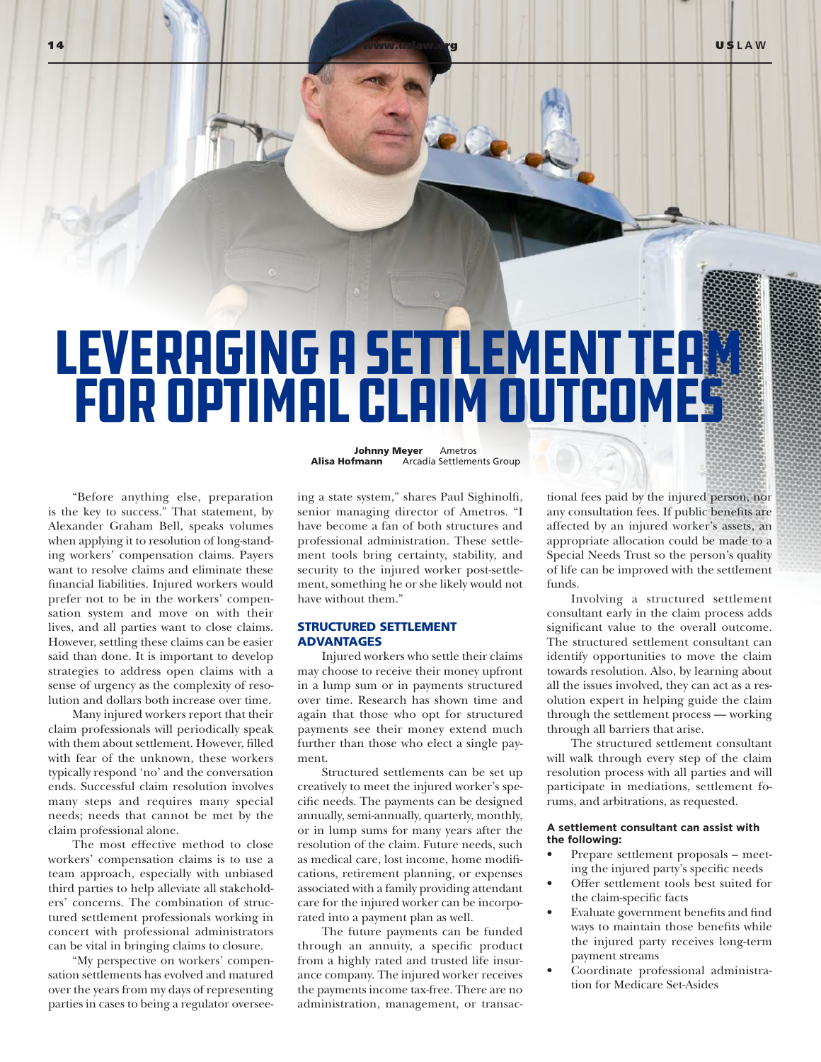# LEVERAGING A SETTLEMENT TEAM FOR OPTIMAL CLAIM OUTCOMES

**Johnny Meyer** Ametros
**Alisa Hofmann** Arcadia Settlements Group

"Before anything else, preparation is the key to success." That statement, by Alexander Graham Bell, speaks volumes when applying it to resolution of long-standing workers' compensation claims. Payers want to resolve claims and eliminate these financial liabilities. Injured workers would prefer not to be in the workers' compensation system and move on with their lives, and all parties want to close claims. However, settling these claims can be easier said than done. It is important to develop strategies to address open claims with a sense of urgency as the complexity of resolution and dollars both increase over time.

Many injured workers report that their claim professionals will periodically speak with them about settlement. However, filled with fear of the unknown, these workers typically respond 'no' and the conversation ends. Successful claim resolution involves many steps and requires many special needs; needs that cannot be met by the claim professional alone.

The most effective method to close workers' compensation claims is to use a team approach, especially with unbiased third parties to help alleviate all stakeholders' concerns. The combination of structured settlement professionals working in concert with professional administrators can be vital in bringing claims to closure.

"My perspective on workers' compensation settlements has evolved and matured over the years from my days of representing parties in cases to being a regulator overseeing a state system," shares Paul Sighinolfi, senior managing director of Ametros. "I have become a fan of both structures and professional administration. These settlement tools bring certainty, stability, and security to the injured worker post-settlement, something he or she likely would not have without them."

## STRUCTURED SETTLEMENT ADVANTAGES

Injured workers who settle their claims may choose to receive their money upfront in a lump sum or in payments structured over time. Research has shown time and again that those who opt for structured payments see their money extend much further than those who elect a single payment.

Structured settlements can be set up creatively to meet the injured worker's specific needs. The payments can be designed annually, semi-annually, quarterly, monthly, or in lump sums for many years after the resolution of the claim. Future needs, such as medical care, lost income, home modifications, retirement planning, or expenses associated with a family providing attendant care for the injured worker can be incorporated into a payment plan as well.

The future payments can be funded through an annuity, a specific product from a highly rated and trusted life insurance company. The injured worker receives the payments income tax-free. There are no administration, management, or transactional fees paid by the injured person, nor any consultation fees. If public benefits are affected by an injured worker's assets, an appropriate allocation could be made to a Special Needs Trust so the person's quality of life can be improved with the settlement funds.

Involving a structured settlement consultant early in the claim process adds significant value to the overall outcome. The structured settlement consultant can identify opportunities to move the claim towards resolution. Also, by learning about all the issues involved, they can act as a resolution expert in helping guide the claim through the settlement process — working through all barriers that arise.

The structured settlement consultant will walk through every step of the claim resolution process with all parties and will participate in mediations, settlement forums, and arbitrations, as requested.

**A settlement consultant can assist with the following:**

- Prepare settlement proposals – meeting the injured party's specific needs
- Offer settlement tools best suited for the claim-specific facts
- Evaluate government benefits and find ways to maintain those benefits while the injured party receives long-term payment streams
- Coordinate professional administration for Medicare Set-Asides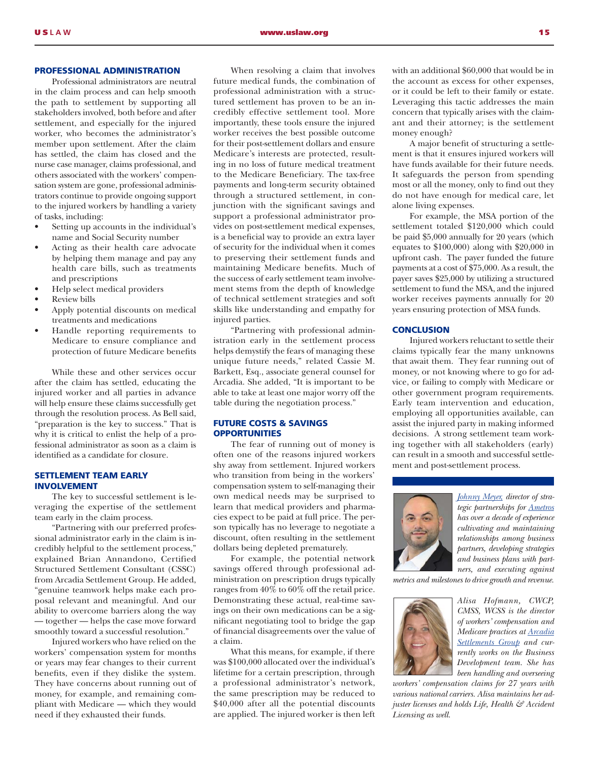## PROFESSIONAL ADMINISTRATION

Professional administrators are neutral in the claim process and can help smooth the path to settlement by supporting all stakeholders involved, both before and after settlement, and especially for the injured worker, who becomes the administrator's member upon settlement. After the claim has settled, the claim has closed and the nurse case manager, claims professional, and others associated with the workers' compensation system are gone, professional administrators continue to provide ongoing support to the injured workers by handling a variety of tasks, including:

- Setting up accounts in the individual's name and Social Security number
- Acting as their health care advocate by helping them manage and pay any health care bills, such as treatments and prescriptions
- Help select medical providers
- Review bills
- Apply potential discounts on medical treatments and medications
- Handle reporting requirements to Medicare to ensure compliance and protection of future Medicare benefits

While these and other services occur after the claim has settled, educating the injured worker and all parties in advance will help ensure these claims successfully get through the resolution process. As Bell said, "preparation is the key to success." That is why it is critical to enlist the help of a professional administrator as soon as a claim is identified as a candidate for closure.

## SETTLEMENT TEAM EARLY INVOLVEMENT

The key to successful settlement is leveraging the expertise of the settlement team early in the claim process.

"Partnering with our preferred professional administrator early in the claim is incredibly helpful to the settlement process," explained Brian Annandono, Certified Structured Settlement Consultant (CSSC) from Arcadia Settlement Group. He added, "genuine teamwork helps make each proposal relevant and meaningful. And our ability to overcome barriers along the way — together — helps the case move forward smoothly toward a successful resolution."

Injured workers who have relied on the workers' compensation system for months or years may fear changes to their current benefits, even if they dislike the system. They have concerns about running out of money, for example, and remaining compliant with Medicare — which they would need if they exhausted their funds.

When resolving a claim that involves future medical funds, the combination of professional administration with a structured settlement has proven to be an incredibly effective settlement tool. More importantly, these tools ensure the injured worker receives the best possible outcome for their post-settlement dollars and ensure Medicare's interests are protected, resulting in no loss of future medical treatment to the Medicare Beneficiary. The tax-free payments and long-term security obtained through a structured settlement, in conjunction with the significant savings and support a professional administrator provides on post-settlement medical expenses, is a beneficial way to provide an extra layer of security for the individual when it comes to preserving their settlement funds and maintaining Medicare benefits. Much of the success of early settlement team involvement stems from the depth of knowledge of technical settlement strategies and soft skills like understanding and empathy for injured parties.

"Partnering with professional administration early in the settlement process helps demystify the fears of managing these unique future needs," related Cassie M. Barkett, Esq., associate general counsel for Arcadia. She added, "It is important to be able to take at least one major worry off the table during the negotiation process."

## FUTURE COSTS & SAVINGS OPPORTUNITIES

The fear of running out of money is often one of the reasons injured workers shy away from settlement. Injured workers who transition from being in the workers' compensation system to self-managing their own medical needs may be surprised to learn that medical providers and pharmacies expect to be paid at full price. The person typically has no leverage to negotiate a discount, often resulting in the settlement dollars being depleted prematurely.

For example, the potential network savings offered through professional administration on prescription drugs typically ranges from 40% to 60% off the retail price. Demonstrating these actual, real-time savings on their own medications can be a significant negotiating tool to bridge the gap of financial disagreements over the value of a claim.

What this means, for example, if there was $100,000 allocated over the individual's lifetime for a certain prescription, through a professional administrator's network, the same prescription may be reduced to $40,000 after all the potential discounts are applied. The injured worker is then left with an additional $60,000 that would be in the account as excess for other expenses, or it could be left to their family or estate. Leveraging this tactic addresses the main concern that typically arises with the claimant and their attorney; is the settlement money enough?

A major benefit of structuring a settlement is that it ensures injured workers will have funds available for their future needs. It safeguards the person from spending most or all the money, only to find out they do not have enough for medical care, let alone living expenses.

For example, the MSA portion of the settlement totaled $120,000 which could be paid $5,000 annually for 20 years (which equates to $100,000) along with $20,000 in upfront cash. The payer funded the future payments at a cost of $75,000. As a result, the payer saves $25,000 by utilizing a structured settlement to fund the MSA, and the injured worker receives payments annually for 20 years ensuring protection of MSA funds.

## CONCLUSION

Injured workers reluctant to settle their claims typically fear the many unknowns that await them. They fear running out of money, or not knowing where to go for advice, or failing to comply with Medicare or other government program requirements. Early team intervention and education, employing all opportunities available, can assist the injured party in making informed decisions. A strong settlement team working together with all stakeholders (early) can result in a smooth and successful settlement and post-settlement process.

*Johnny Meyer, director of strategic partnerships for Ametros has over a decade of experience cultivating and maintaining relationships among business partners, developing strategies and business plans with partners, and executing against metrics and milestones to drive growth and revenue.*

*Alisa Hofmann, CWCP, CMSS, WCSS is the director of workers' compensation and Medicare practices at Arcadia Settlements Group and currently works on the Business Development team. She has been handling and overseeing workers' compensation claims for 27 years with various national carriers. Alisa maintains her adjuster licenses and holds Life, Health & Accident Licensing as well.*